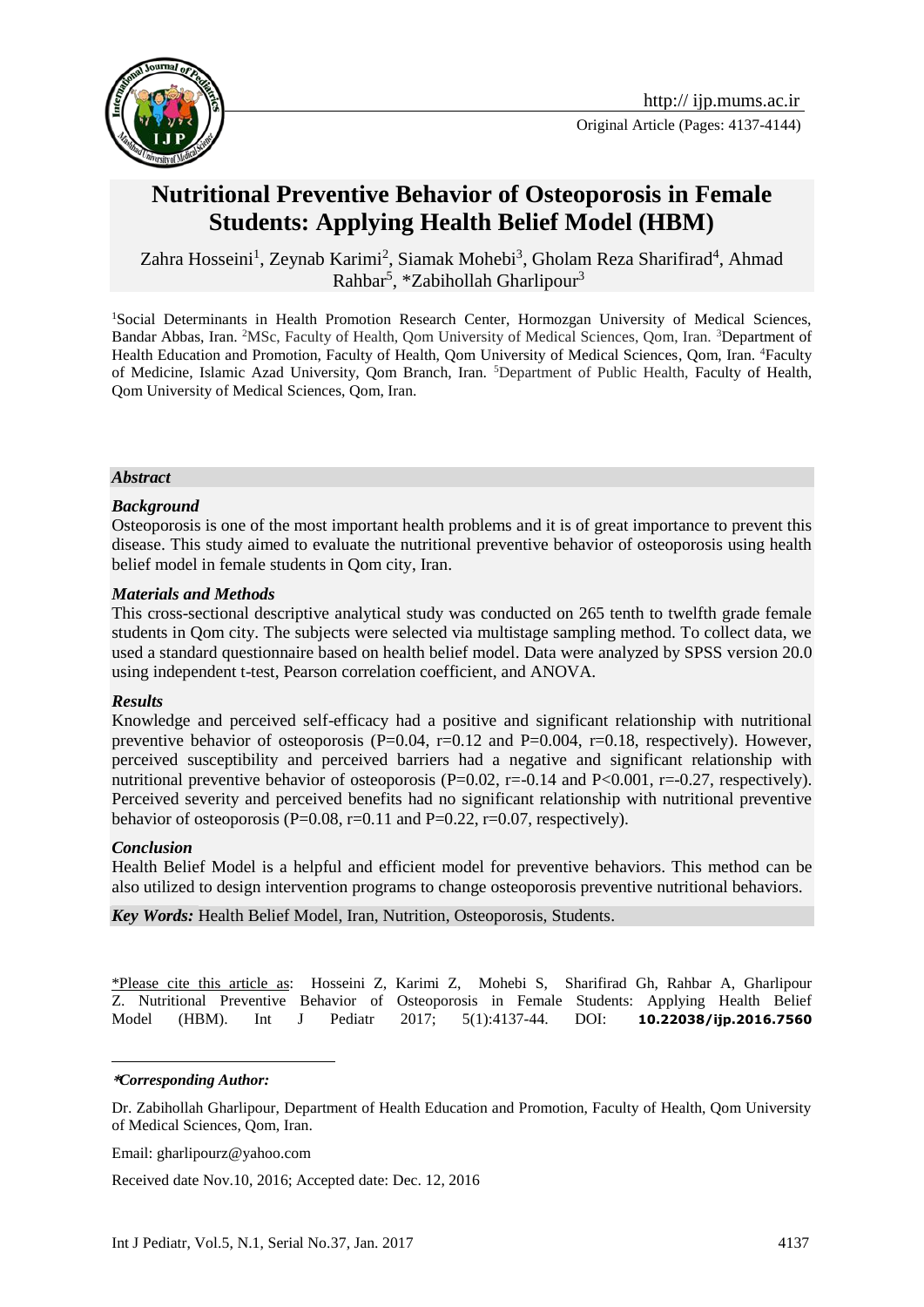Original Article (Pages: 4137-4144)

# Nutritional Preventive Behavior of Osteoporosis in Female Students: Applying Health Belief Model (HBM)

Zahra Hosseini[1], Zeynab Karimi[2], Siamak Mohebi[3], Gholam Reza Sharifirad[4], Ahmad Rahbar[5], *Zabihollah Gharlipour[3]

[1]Social Determinants in Health Promotion Research Center, Hormozgan University of Medical Sciences, Bandar Abbas, Iran. [2]MSc, Faculty of Health, Qom University of Medical Sciences, Qom, Iran. [3]Department of Health Education and Promotion, Faculty of Health, Qom University of Medical Sciences, Qom, Iran. [4]Faculty of Medicine, Islamic Azad University, Qom Branch, Iran. [5]Department of Public Health, Faculty of Health, Qom University of Medical Sciences, Qom, Iran.

## *Abstract*

### *Background*

Osteoporosis is one of the most important health problems and it is of great importance to prevent this disease. This study aimed to evaluate the nutritional preventive behavior of osteoporosis using health belief model in female students in Qom city, Iran.

### *Materials and Methods*

This cross-sectional descriptive analytical study was conducted on 265 tenth to twelfth grade female students in Qom city. The subjects were selected via multistage sampling method. To collect data, we used a standard questionnaire based on health belief model. Data were analyzed by SPSS version 20.0 using independent t-test, Pearson correlation coefficient, and ANOVA.

### *Results*

Knowledge and perceived self-efficacy had a positive and significant relationship with nutritional preventive behavior of osteoporosis (P=0.04, r=0.12 and P=0.004, r=0.18, respectively). However, perceived susceptibility and perceived barriers had a negative and significant relationship with nutritional preventive behavior of osteoporosis (P=0.02, r=-0.14 and P<0.001, r=-0.27, respectively). Perceived severity and perceived benefits had no significant relationship with nutritional preventive behavior of osteoporosis (P=0.08, r=0.11 and P=0.22, r=0.07, respectively).

### *Conclusion*

Health Belief Model is a helpful and efficient model for preventive behaviors. This method can be also utilized to design intervention programs to change osteoporosis preventive nutritional behaviors.

***Key Words:*** Health Belief Model, Iran, Nutrition, Osteoporosis, Students.

*Please cite this article as: Hosseini Z, Karimi Z, Mohebi S, Sharifirad Gh, Rahbar A, Gharlipour Z. Nutritional Preventive Behavior of Osteoporosis in Female Students: Applying Health Belief Model (HBM). Int J Pediatr 2017; 5(1):4137-44. DOI: **10.22038/ijp.2016.7560**

***Corresponding Author:***

Dr. Zabihollah Gharlipour, Department of Health Education and Promotion, Faculty of Health, Qom University of Medical Sciences, Qom, Iran.

Email: gharlipourz@yahoo.com

Received date Nov.10, 2016; Accepted date: Dec. 12, 2016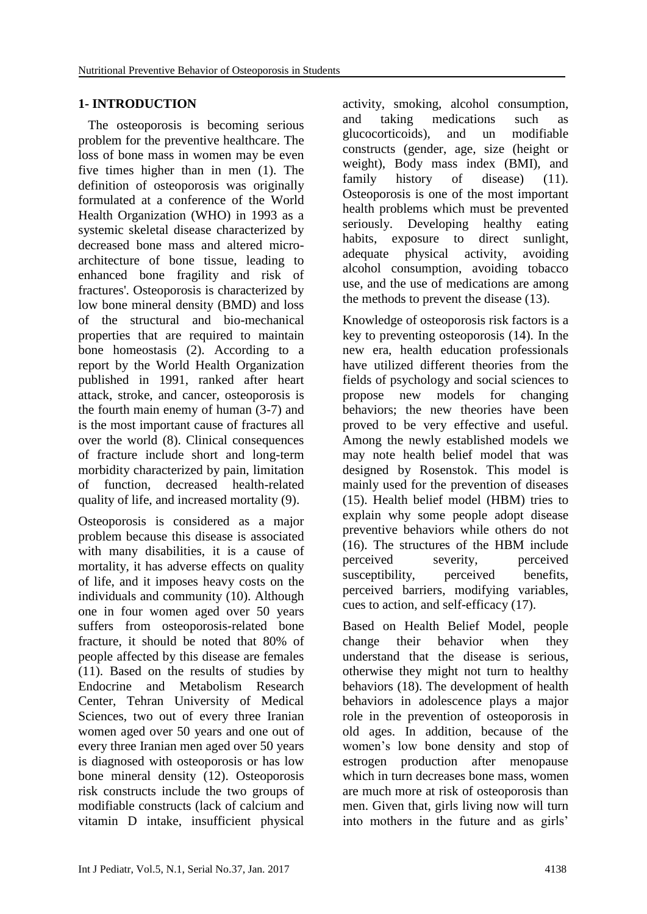## 1- INTRODUCTION

The osteoporosis is becoming serious problem for the preventive healthcare. The loss of bone mass in women may be even five times higher than in men (1). The definition of osteoporosis was originally formulated at a conference of the World Health Organization (WHO) in 1993 as a systemic skeletal disease characterized by decreased bone mass and altered micro-architecture of bone tissue, leading to enhanced bone fragility and risk of fractures'. Osteoporosis is characterized by low bone mineral density (BMD) and loss of the structural and bio-mechanical properties that are required to maintain bone homeostasis (2). According to a report by the World Health Organization published in 1991, ranked after heart attack, stroke, and cancer, osteoporosis is the fourth main enemy of human (3-7) and is the most important cause of fractures all over the world (8). Clinical consequences of fracture include short and long-term morbidity characterized by pain, limitation of function, decreased health-related quality of life, and increased mortality (9).

Osteoporosis is considered as a major problem because this disease is associated with many disabilities, it is a cause of mortality, it has adverse effects on quality of life, and it imposes heavy costs on the individuals and community (10). Although one in four women aged over 50 years suffers from osteoporosis-related bone fracture, it should be noted that 80% of people affected by this disease are females (11). Based on the results of studies by Endocrine and Metabolism Research Center, Tehran University of Medical Sciences, two out of every three Iranian women aged over 50 years and one out of every three Iranian men aged over 50 years is diagnosed with osteoporosis or has low bone mineral density (12). Osteoporosis risk constructs include the two groups of modifiable constructs (lack of calcium and vitamin D intake, insufficient physical activity, smoking, alcohol consumption, and taking medications such as glucocorticoids), and un modifiable constructs (gender, age, size (height or weight), Body mass index (BMI), and family history of disease) (11). Osteoporosis is one of the most important health problems which must be prevented seriously. Developing healthy eating habits, exposure to direct sunlight, adequate physical activity, avoiding alcohol consumption, avoiding tobacco use, and the use of medications are among the methods to prevent the disease (13).

Knowledge of osteoporosis risk factors is a key to preventing osteoporosis (14). In the new era, health education professionals have utilized different theories from the fields of psychology and social sciences to propose new models for changing behaviors; the new theories have been proved to be very effective and useful. Among the newly established models we may note health belief model that was designed by Rosenstok. This model is mainly used for the prevention of diseases (15). Health belief model (HBM) tries to explain why some people adopt disease preventive behaviors while others do not (16). The structures of the HBM include perceived severity, perceived susceptibility, perceived benefits, perceived barriers, modifying variables, cues to action, and self-efficacy (17).

Based on Health Belief Model, people change their behavior when they understand that the disease is serious, otherwise they might not turn to healthy behaviors (18). The development of health behaviors in adolescence plays a major role in the prevention of osteoporosis in old ages. In addition, because of the women's low bone density and stop of estrogen production after menopause which in turn decreases bone mass, women are much more at risk of osteoporosis than men. Given that, girls living now will turn into mothers in the future and as girls'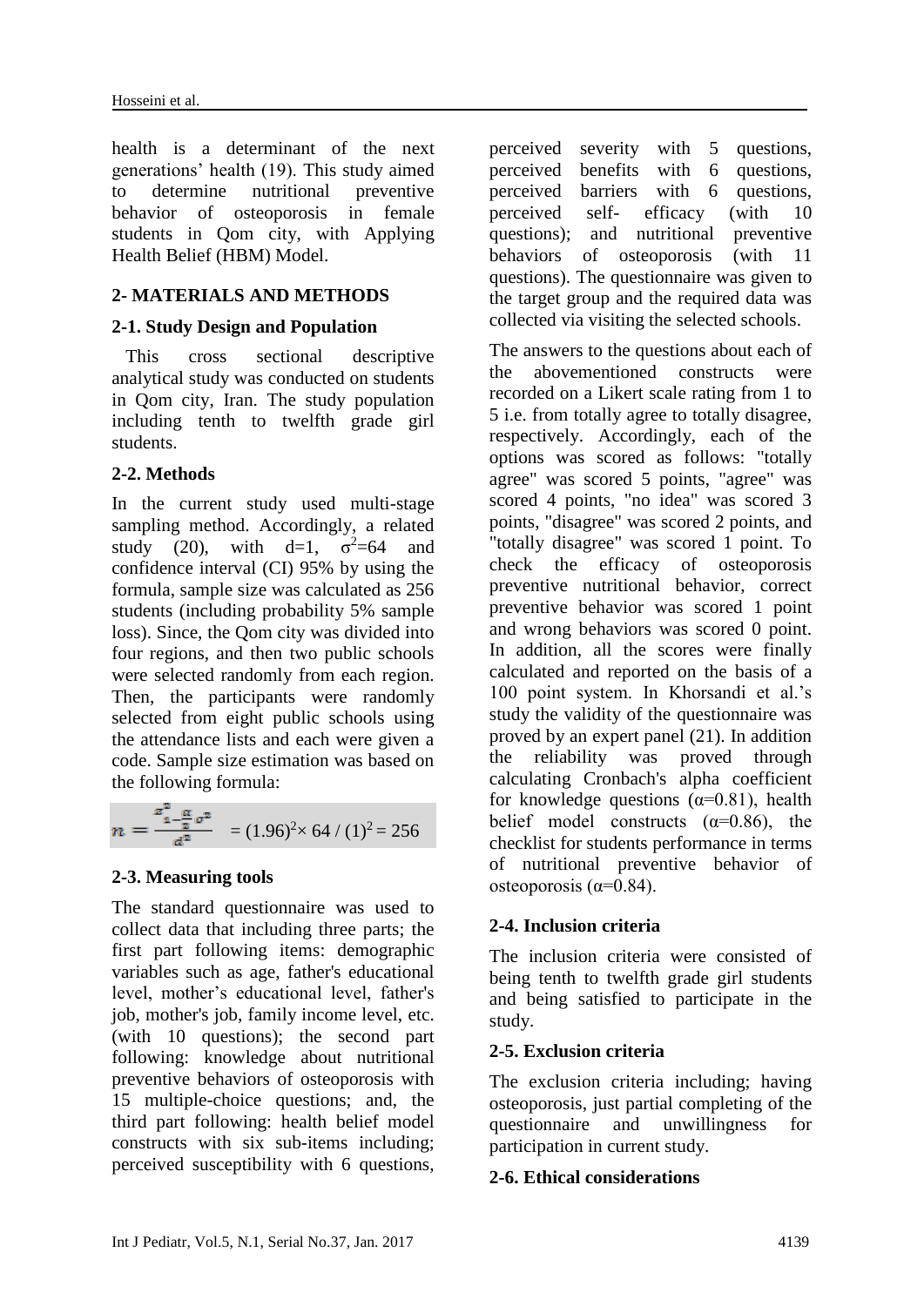health is a determinant of the next generations' health (19). This study aimed to determine nutritional preventive behavior of osteoporosis in female students in Qom city, with Applying Health Belief (HBM) Model.

## 2- MATERIALS AND METHODS

### 2-1. Study Design and Population

This cross sectional descriptive analytical study was conducted on students in Qom city, Iran. The study population including tenth to twelfth grade girl students.

### 2-2. Methods

In the current study used multi-stage sampling method. Accordingly, a related study (20), with d=1, $\sigma^2$=64 and confidence interval (CI) 95% by using the formula, sample size was calculated as 256 students (including probability 5% sample loss). Since, the Qom city was divided into four regions, and then two public schools were selected randomly from each region. Then, the participants were randomly selected from eight public schools using the attendance lists and each were given a code. Sample size estimation was based on the following formula:

$$n = \frac{z^2_{1-\frac{\alpha}{2}} \sigma^2}{d^2} = (1.96)^2 \times 64 / (1)^2 = 256$$

### 2-3. Measuring tools

The standard questionnaire was used to collect data that including three parts; the first part following items: demographic variables such as age, father's educational level, mother's educational level, father's job, mother's job, family income level, etc. (with 10 questions); the second part following: knowledge about nutritional preventive behaviors of osteoporosis with 15 multiple-choice questions; and, the third part following: health belief model constructs with six sub-items including; perceived susceptibility with 6 questions, perceived severity with 5 questions, perceived benefits with 6 questions, perceived barriers with 6 questions, perceived self- efficacy (with 10 questions); and nutritional preventive behaviors of osteoporosis (with 11 questions). The questionnaire was given to the target group and the required data was collected via visiting the selected schools.

The answers to the questions about each of the abovementioned constructs were recorded on a Likert scale rating from 1 to 5 i.e. from totally agree to totally disagree, respectively. Accordingly, each of the options was scored as follows: "totally agree" was scored 5 points, "agree" was scored 4 points, "no idea" was scored 3 points, "disagree" was scored 2 points, and "totally disagree" was scored 1 point. To check the efficacy of osteoporosis preventive nutritional behavior, correct preventive behavior was scored 1 point and wrong behaviors was scored 0 point. In addition, all the scores were finally calculated and reported on the basis of a 100 point system. In Khorsandi et al.'s study the validity of the questionnaire was proved by an expert panel (21). In addition the reliability was proved through calculating Cronbach's alpha coefficient for knowledge questions (α=0.81), health belief model constructs (α=0.86), the checklist for students performance in terms of nutritional preventive behavior of osteoporosis (α=0.84).

### 2-4. Inclusion criteria

The inclusion criteria were consisted of being tenth to twelfth grade girl students and being satisfied to participate in the study.

### 2-5. Exclusion criteria

The exclusion criteria including; having osteoporosis, just partial completing of the questionnaire and unwillingness for participation in current study.

### 2-6. Ethical considerations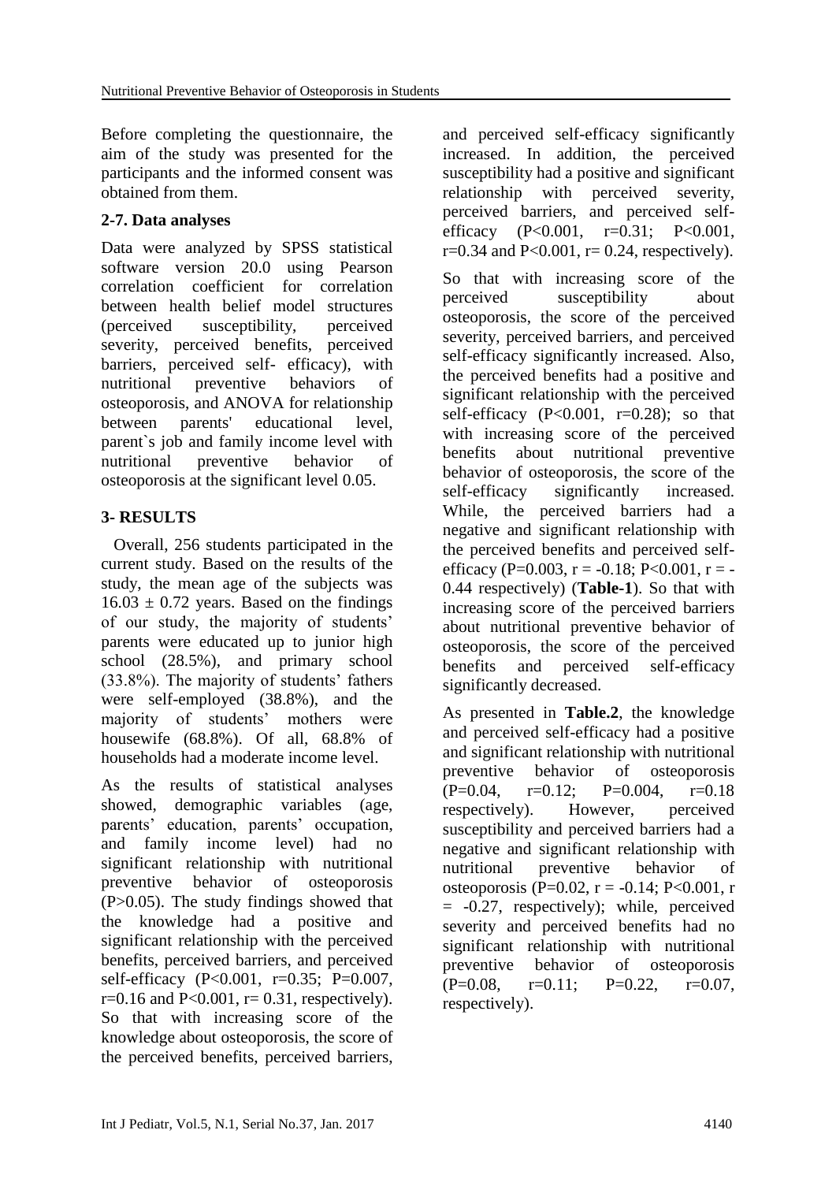Before completing the questionnaire, the aim of the study was presented for the participants and the informed consent was obtained from them.

### 2-7. Data analyses

Data were analyzed by SPSS statistical software version 20.0 using Pearson correlation coefficient for correlation between health belief model structures (perceived susceptibility, perceived severity, perceived benefits, perceived barriers, perceived self- efficacy), with nutritional preventive behaviors of osteoporosis, and ANOVA for relationship between parents' educational level, parent`s job and family income level with nutritional preventive behavior of osteoporosis at the significant level 0.05.

## 3- RESULTS

Overall, 256 students participated in the current study. Based on the results of the study, the mean age of the subjects was $16.03 \pm 0.72$ years. Based on the findings of our study, the majority of students' parents were educated up to junior high school (28.5%), and primary school (33.8%). The majority of students' fathers were self-employed (38.8%), and the majority of students' mothers were housewife (68.8%). Of all, 68.8% of households had a moderate income level.

As the results of statistical analyses showed, demographic variables (age, parents' education, parents' occupation, and family income level) had no significant relationship with nutritional preventive behavior of osteoporosis ($P>0.05$). The study findings showed that the knowledge had a positive and significant relationship with the perceived benefits, perceived barriers, and perceived self-efficacy ($P<0.001$, $r=0.35$; $P=0.007$, $r=0.16$ and $P<0.001$, $r= 0.31$, respectively). So that with increasing score of the knowledge about osteoporosis, the score of the perceived benefits, perceived barriers, and perceived self-efficacy significantly increased. In addition, the perceived susceptibility had a positive and significant relationship with perceived severity, perceived barriers, and perceived self-efficacy ($P<0.001$, $r=0.31$; $P<0.001$, $r=0.34$ and $P<0.001$, $r= 0.24$, respectively).

So that with increasing score of the perceived susceptibility about osteoporosis, the score of the perceived severity, perceived barriers, and perceived self-efficacy significantly increased. Also, the perceived benefits had a positive and significant relationship with the perceived self-efficacy ($P<0.001$, $r=0.28$); so that with increasing score of the perceived benefits about nutritional preventive behavior of osteoporosis, the score of the self-efficacy significantly increased. While, the perceived barriers had a negative and significant relationship with the perceived benefits and perceived self-efficacy ($P=0.003$, $r = -0.18$; $P<0.001$, $r = -0.44$ respectively) (**Table-1**). So that with increasing score of the perceived barriers about nutritional preventive behavior of osteoporosis, the score of the perceived benefits and perceived self-efficacy significantly decreased.

As presented in **Table.2**, the knowledge and perceived self-efficacy had a positive and significant relationship with nutritional preventive behavior of osteoporosis ($P=0.04$, $r=0.12$; $P=0.004$, $r=0.18$ respectively). However, perceived susceptibility and perceived barriers had a negative and significant relationship with nutritional preventive behavior of osteoporosis ($P=0.02$, $r = -0.14$; $P<0.001$, $r = -0.27$, respectively); while, perceived severity and perceived benefits had no significant relationship with nutritional preventive behavior of osteoporosis ($P=0.08$, $r=0.11$; $P=0.22$, $r=0.07$, respectively).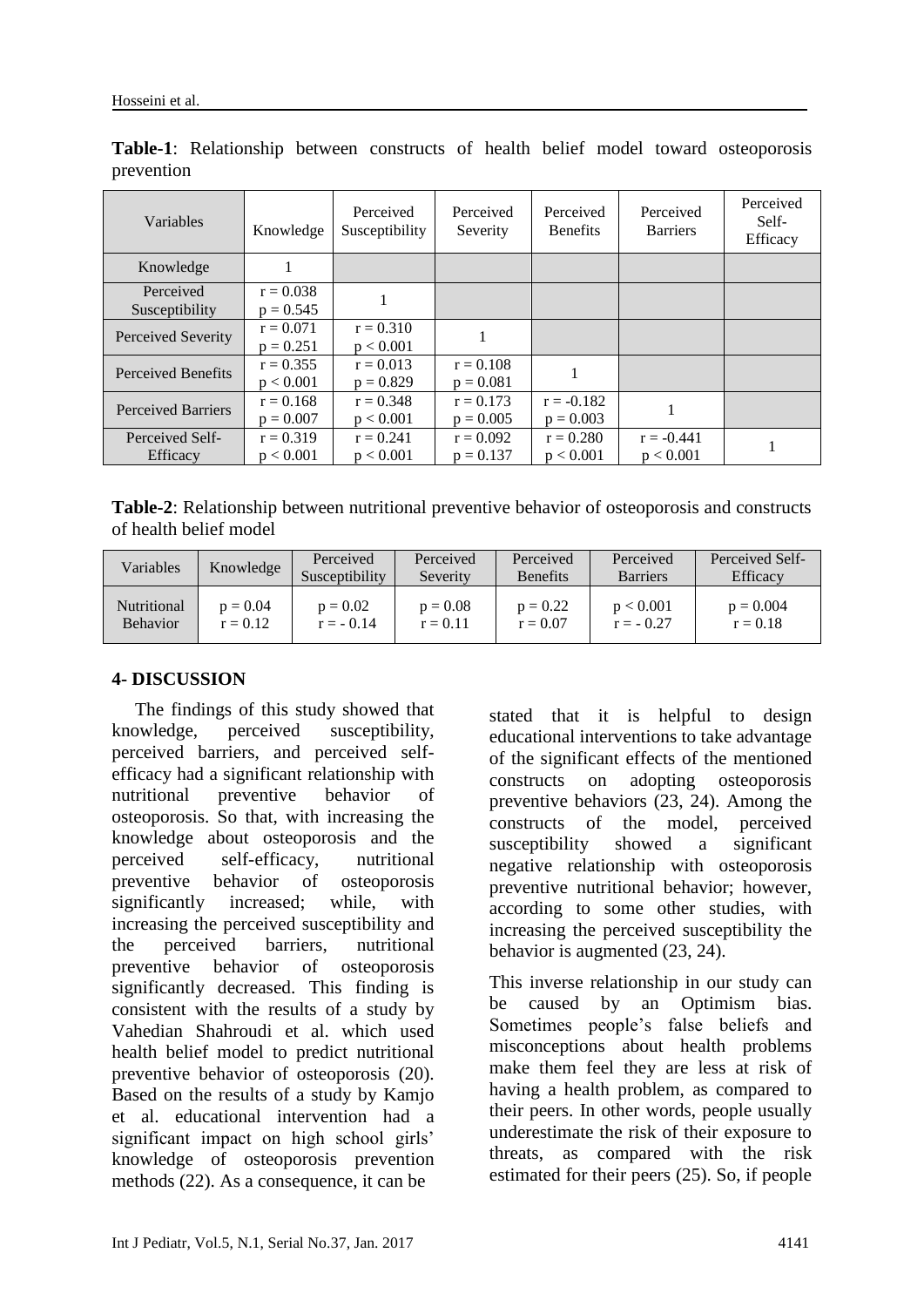**Table-1**: Relationship between constructs of health belief model toward osteoporosis prevention

| Variables | Knowledge | Perceived Susceptibility | Perceived Severity | Perceived Benefits | Perceived Barriers | Perceived Self-Efficacy |
|---|---|---|---|---|---|---|
| Knowledge | 1 | | | | | |
| Perceived Susceptibility | r = 0.038 p = 0.545 | 1 | | | | |
| Perceived Severity | r = 0.071 p = 0.251 | r = 0.310 p < 0.001 | 1 | | | |
| Perceived Benefits | r = 0.355 p < 0.001 | r = 0.013 p = 0.829 | r = 0.108 p = 0.081 | 1 | | |
| Perceived Barriers | r = 0.168 p = 0.007 | r = 0.348 p < 0.001 | r = 0.173 p = 0.005 | r = -0.182 p = 0.003 | 1 | |
| Perceived Self-Efficacy | r = 0.319 p < 0.001 | r = 0.241 p < 0.001 | r = 0.092 p = 0.137 | r = 0.280 p < 0.001 | r = -0.441 p < 0.001 | 1 |

**Table-2**: Relationship between nutritional preventive behavior of osteoporosis and constructs of health belief model

| Variables | Knowledge | Perceived Susceptibility | Perceived Severity | Perceived Benefits | Perceived Barriers | Perceived Self-Efficacy |
|---|---|---|---|---|---|---|
| Nutritional Behavior | p = 0.04 r = 0.12 | p = 0.02 r = - 0.14 | p = 0.08 r = 0.11 | p = 0.22 r = 0.07 | p < 0.001 r = - 0.27 | p = 0.004 r = 0.18 |

## 4- DISCUSSION

The findings of this study showed that knowledge, perceived susceptibility, perceived barriers, and perceived self-efficacy had a significant relationship with nutritional preventive behavior of osteoporosis. So that, with increasing the knowledge about osteoporosis and the perceived self-efficacy, nutritional preventive behavior of osteoporosis significantly increased; while, with increasing the perceived susceptibility and the perceived barriers, nutritional preventive behavior of osteoporosis significantly decreased. This finding is consistent with the results of a study by Vahedian Shahroudi et al. which used health belief model to predict nutritional preventive behavior of osteoporosis (20). Based on the results of a study by Kamjo et al. educational intervention had a significant impact on high school girls' knowledge of osteoporosis prevention methods (22). As a consequence, it can be stated that it is helpful to design educational interventions to take advantage of the significant effects of the mentioned constructs on adopting osteoporosis preventive behaviors (23, 24). Among the constructs of the model, perceived susceptibility showed a significant negative relationship with osteoporosis preventive nutritional behavior; however, according to some other studies, with increasing the perceived susceptibility the behavior is augmented (23, 24).

This inverse relationship in our study can be caused by an Optimism bias. Sometimes people's false beliefs and misconceptions about health problems make them feel they are less at risk of having a health problem, as compared to their peers. In other words, people usually underestimate the risk of their exposure to threats, as compared with the risk estimated for their peers (25). So, if people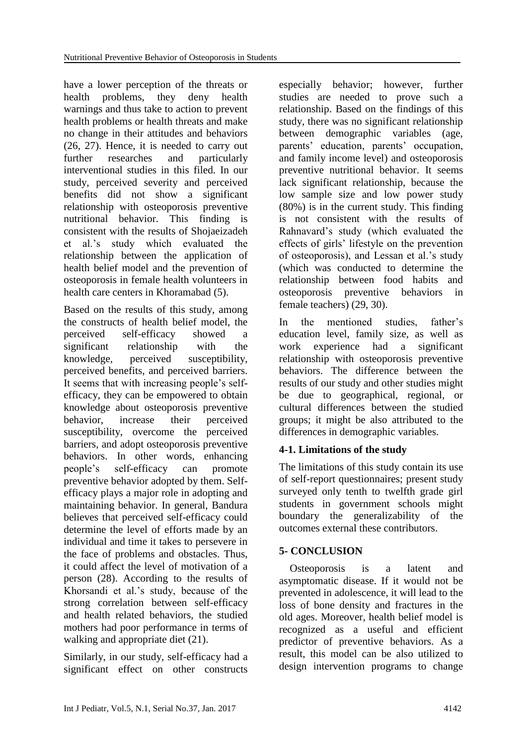have a lower perception of the threats or health problems, they deny health warnings and thus take to action to prevent health problems or health threats and make no change in their attitudes and behaviors (26, 27). Hence, it is needed to carry out further researches and particularly interventional studies in this filed. In our study, perceived severity and perceived benefits did not show a significant relationship with osteoporosis preventive nutritional behavior. This finding is consistent with the results of Shojaeizadeh et al.'s study which evaluated the relationship between the application of health belief model and the prevention of osteoporosis in female health volunteers in health care centers in Khoramabad (5).

Based on the results of this study, among the constructs of health belief model, the perceived self-efficacy showed a significant relationship with the knowledge, perceived susceptibility, perceived benefits, and perceived barriers. It seems that with increasing people's self-efficacy, they can be empowered to obtain knowledge about osteoporosis preventive behavior, increase their perceived susceptibility, overcome the perceived barriers, and adopt osteoporosis preventive behaviors. In other words, enhancing people's self-efficacy can promote preventive behavior adopted by them. Self-efficacy plays a major role in adopting and maintaining behavior. In general, Bandura believes that perceived self-efficacy could determine the level of efforts made by an individual and time it takes to persevere in the face of problems and obstacles. Thus, it could affect the level of motivation of a person (28). According to the results of Khorsandi et al.'s study, because of the strong correlation between self-efficacy and health related behaviors, the studied mothers had poor performance in terms of walking and appropriate diet (21).

Similarly, in our study, self-efficacy had a significant effect on other constructs especially behavior; however, further studies are needed to prove such a relationship. Based on the findings of this study, there was no significant relationship between demographic variables (age, parents' education, parents' occupation, and family income level) and osteoporosis preventive nutritional behavior. It seems lack significant relationship, because the low sample size and low power study (80%) is in the current study. This finding is not consistent with the results of Rahnavard's study (which evaluated the effects of girls' lifestyle on the prevention of osteoporosis), and Lessan et al.'s study (which was conducted to determine the relationship between food habits and osteoporosis preventive behaviors in female teachers) (29, 30).

In the mentioned studies, father's education level, family size, as well as work experience had a significant relationship with osteoporosis preventive behaviors. The difference between the results of our study and other studies might be due to geographical, regional, or cultural differences between the studied groups; it might be also attributed to the differences in demographic variables.

### 4-1. Limitations of the study

The limitations of this study contain its use of self-report questionnaires; present study surveyed only tenth to twelfth grade girl students in government schools might boundary the generalizability of the outcomes external these contributors.

## 5- CONCLUSION

Osteoporosis is a latent and asymptomatic disease. If it would not be prevented in adolescence, it will lead to the loss of bone density and fractures in the old ages. Moreover, health belief model is recognized as a useful and efficient predictor of preventive behaviors. As a result, this model can be also utilized to design intervention programs to change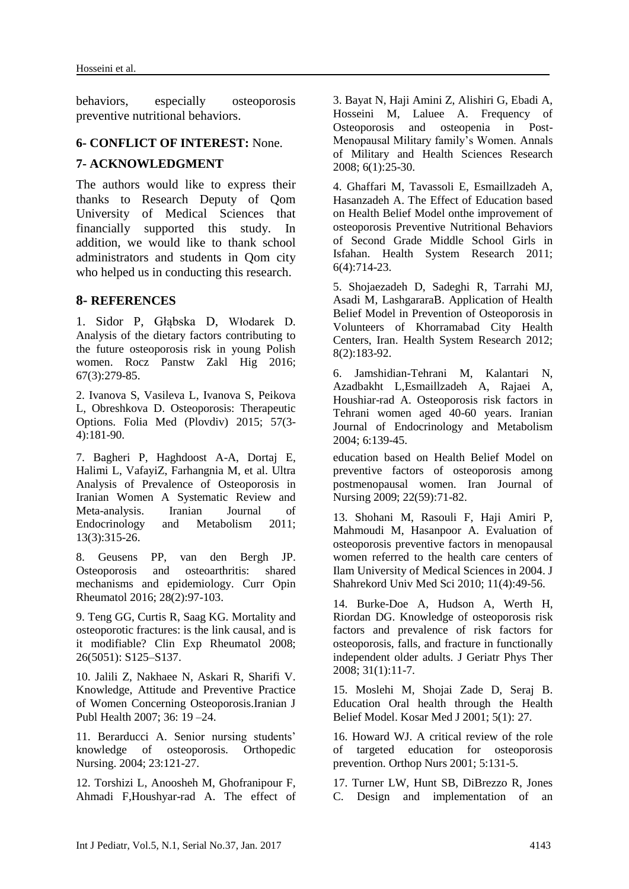behaviors, especially osteoporosis preventive nutritional behaviors.

## 6- CONFLICT OF INTEREST: None.

## 7- ACKNOWLEDGMENT

The authors would like to express their thanks to Research Deputy of Qom University of Medical Sciences that financially supported this study. In addition, we would like to thank school administrators and students in Qom city who helped us in conducting this research.

## 8- REFERENCES

1. Sidor P, Głąbska D, Włodarek D. Analysis of the dietary factors contributing to the future osteoporosis risk in young Polish women. Rocz Panstw Zakl Hig 2016; 67(3):279-85.

2. Ivanova S, Vasileva L, Ivanova S, Peikova L, Obreshkova D. Osteoporosis: Therapeutic Options. Folia Med (Plovdiv) 2015; 57(3-4):181-90.

3. Bayat N, Haji Amini Z, Alishiri G, Ebadi A, Hosseini M, Laluee A. Frequency of Osteoporosis and osteopenia in Post-Menopausal Military family's Women. Annals of Military and Health Sciences Research 2008; 6(1):25-30.

4. Ghaffari M, Tavassoli E, Esmaillzadeh A, Hasanzadeh A. The Effect of Education based on Health Belief Model onthe improvement of osteoporosis Preventive Nutritional Behaviors of Second Grade Middle School Girls in Isfahan. Health System Research 2011; 6(4):714-23.

5. Shojaezadeh D, Sadeghi R, Tarrahi MJ, Asadi M, LashgararaB. Application of Health Belief Model in Prevention of Osteoporosis in Volunteers of Khorramabad City Health Centers, Iran. Health System Research 2012; 8(2):183-92.

6. Jamshidian-Tehrani M, Kalantari N, Azadbakht L,Esmaillzadeh A, Rajaei A, Houshiar-rad A. Osteoporosis risk factors in Tehrani women aged 40-60 years. Iranian Journal of Endocrinology and Metabolism 2004; 6:139-45.

7. Bagheri P, Haghdoost A-A, Dortaj E, Halimi L, VafayiZ, Farhangnia M, et al. Ultra Analysis of Prevalence of Osteoporosis in Iranian Women A Systematic Review and Meta-analysis. Iranian Journal of Endocrinology and Metabolism 2011; 13(3):315-26.

8. Geusens PP, van den Bergh JP. Osteoporosis and osteoarthritis: shared mechanisms and epidemiology. Curr Opin Rheumatol 2016; 28(2):97-103.

9. Teng GG, Curtis R, Saag KG. Mortality and osteoporotic fractures: is the link causal, and is it modifiable? Clin Exp Rheumatol 2008; 26(5051): S125–S137.

10. Jalili Z, Nakhaee N, Askari R, Sharifi V. Knowledge, Attitude and Preventive Practice of Women Concerning Osteoporosis.Iranian J Publ Health 2007; 36: 19 –24.

11. Berarducci A. Senior nursing students' knowledge of osteoporosis. Orthopedic Nursing. 2004; 23:121-27.

12. Torshizi L, Anoosheh M, Ghofranipour F, Ahmadi F,Houshyar-rad A. The effect of education based on Health Belief Model on preventive factors of osteoporosis among postmenopausal women. Iran Journal of Nursing 2009; 22(59):71-82.

13. Shohani M, Rasouli F, Haji Amiri P, Mahmoudi M, Hasanpoor A. Evaluation of osteoporosis preventive factors in menopausal women referred to the health care centers of Ilam University of Medical Sciences in 2004. J Shahrekord Univ Med Sci 2010; 11(4):49-56.

14. Burke-Doe A, Hudson A, Werth H, Riordan DG. Knowledge of osteoporosis risk factors and prevalence of risk factors for osteoporosis, falls, and fracture in functionally independent older adults. J Geriatr Phys Ther 2008; 31(1):11-7.

15. Moslehi M, Shojai Zade D, Seraj B. Education Oral health through the Health Belief Model. Kosar Med J 2001; 5(1): 27.

16. Howard WJ. A critical review of the role of targeted education for osteoporosis prevention. Orthop Nurs 2001; 5:131-5.

17. Turner LW, Hunt SB, DiBrezzo R, Jones C. Design and implementation of an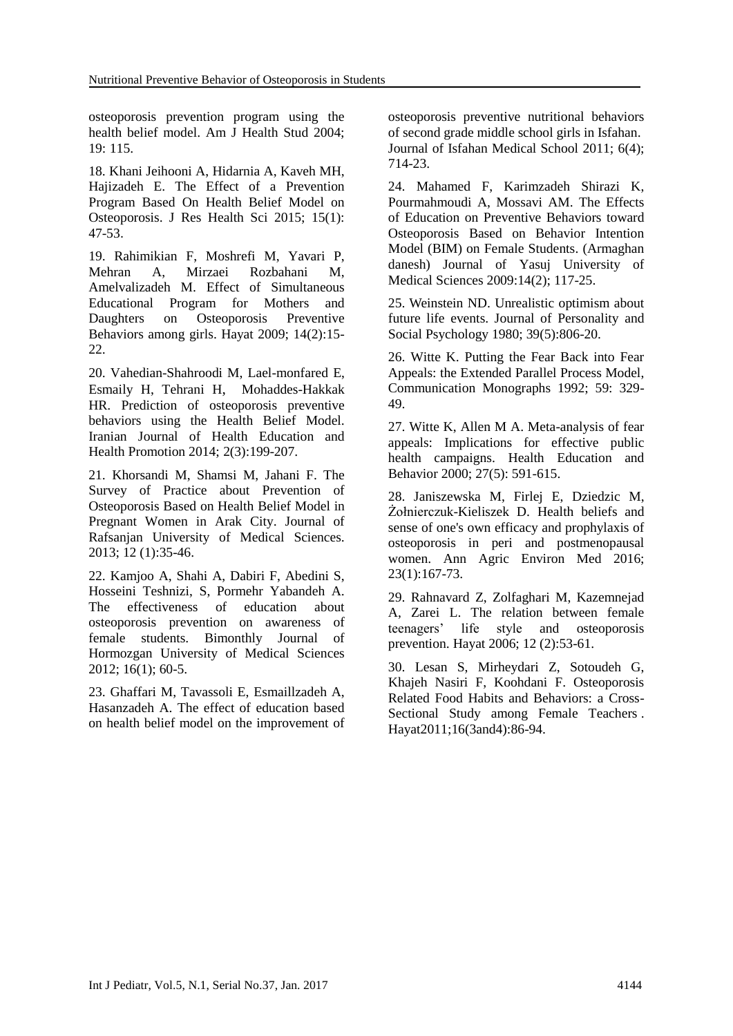osteoporosis prevention program using the health belief model. Am J Health Stud 2004; 19: 115.

18. Khani Jeihooni A, Hidarnia A, Kaveh MH, Hajizadeh E. The Effect of a Prevention Program Based On Health Belief Model on Osteoporosis. J Res Health Sci 2015; 15(1): 47-53.

19. Rahimikian F, Moshrefi M, Yavari P, Mehran A, Mirzaei Rozbahani M, Amelvalizadeh M. Effect of Simultaneous Educational Program for Mothers and Daughters on Osteoporosis Preventive Behaviors among girls. Hayat 2009; 14(2):15-22.

20. Vahedian-Shahroodi M, Lael-monfared E, Esmaily H, Tehrani H, Mohaddes-Hakkak HR. Prediction of osteoporosis preventive behaviors using the Health Belief Model. Iranian Journal of Health Education and Health Promotion 2014; 2(3):199-207.

21. Khorsandi M, Shamsi M, Jahani F. The Survey of Practice about Prevention of Osteoporosis Based on Health Belief Model in Pregnant Women in Arak City. Journal of Rafsanjan University of Medical Sciences. 2013; 12 (1):35-46.

22. Kamjoo A, Shahi A, Dabiri F, Abedini S, Hosseini Teshnizi, S, Pormehr Yabandeh A. The effectiveness of education about osteoporosis prevention on awareness of female students. Bimonthly Journal of Hormozgan University of Medical Sciences 2012; 16(1); 60-5.

23. Ghaffari M, Tavassoli E, Esmaillzadeh A, Hasanzadeh A. The effect of education based on health belief model on the improvement of osteoporosis preventive nutritional behaviors of second grade middle school girls in Isfahan. Journal of Isfahan Medical School 2011; 6(4); 714-23.

24. Mahamed F, Karimzadeh Shirazi K, Pourmahmoudi A, Mossavi AM. The Effects of Education on Preventive Behaviors toward Osteoporosis Based on Behavior Intention Model (BIM) on Female Students. (Armaghan danesh) Journal of Yasuj University of Medical Sciences 2009:14(2); 117-25.

25. Weinstein ND. Unrealistic optimism about future life events. Journal of Personality and Social Psychology 1980; 39(5):806-20.

26. Witte K. Putting the Fear Back into Fear Appeals: the Extended Parallel Process Model, Communication Monographs 1992; 59: 329-49.

27. Witte K, Allen M A. Meta-analysis of fear appeals: Implications for effective public health campaigns. Health Education and Behavior 2000; 27(5): 591-615.

28. Janiszewska M, Firlej E, Dziedzic M, Żołnierczuk-Kieliszek D. Health beliefs and sense of one's own efficacy and prophylaxis of osteoporosis in peri and postmenopausal women. Ann Agric Environ Med 2016; 23(1):167-73.

29. Rahnavard Z, Zolfaghari M, Kazemnejad A, Zarei L. The relation between female teenagers' life style and osteoporosis prevention. Hayat 2006; 12 (2):53-61.

30. Lesan S, Mirheydari Z, Sotoudeh G, Khajeh Nasiri F, Koohdani F. Osteoporosis Related Food Habits and Behaviors: a Cross-Sectional Study among Female Teachers . Hayat2011;16(3and4):86-94.